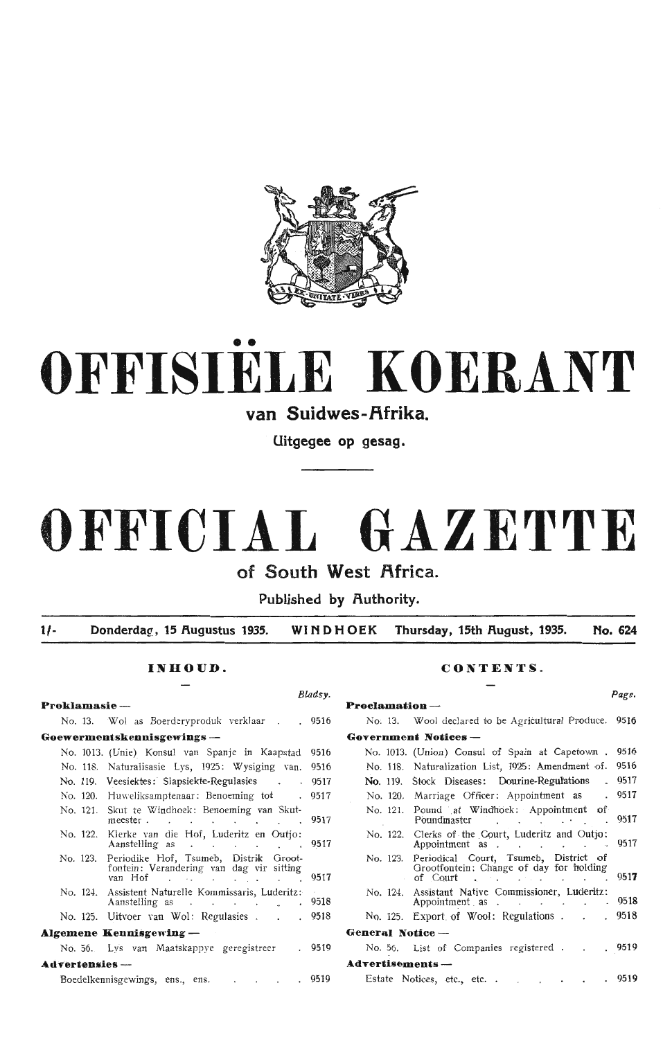# OFFISIËLE KOERANT

## van Suidwes-Afrika.

Uitgegee op gesag.

# OFFICIAL GAZETTE

## of South West Africa.

Published by Authority.

1/- Donderdag, 15 Augustus 1935. WINDHOEK Thursday, 15th August, 1935. No. 624

### INHOUD.

| | | Bladsy. |
|---|---|---|
| **Proklamasie —** | | |
| No. 13. | Wol as Boerderyproduk verklaar | 9516 |
| **Goewermentskennisgewings —** | | |
| No. 1013. | (Unie) Konsul van Spanje in Kaapstad | 9516 |
| No. 118. | Naturalisasie Lys, 1925: Wysiging van. | 9516 |
| No. 119. | Veesiektes: Slapsiekte-Regulasies | 9517 |
| No. 120. | Huweliksamptenaar: Benoeming tot | 9517 |
| No. 121. | Skut te Windhoek: Benoeming van Skutmeester | 9517 |
| No. 122. | Klerke van die Hof, Luderitz en Outjo: Aanstelling as | 9517 |
| No. 123. | Periodike Hof, Tsumeb, Distrik Grootfontein: Verandering van dag vir sitting van Hof | 9517 |
| No. 124. | Assistent Naturelle Kommissaris, Luderitz: Aanstelling as | 9518 |
| No. 125. | Uitvoer van Wol: Regulasies | 9518 |
| **Algemene Kennisgewing —** | | |
| No. 56. | Lys van Maatskappye geregistreer | 9519 |
| **Advertensies —** | | |
| | Boedelkennisgewings, ens., ens. | 9519 |

### CONTENTS.

| | | Page. |
|---|---|---|
| **Proclamation —** | | |
| No. 13. | Wool declared to be Agricultural Produce. | 9516 |
| **Government Notices —** | | |
| No. 1013. | (Union) Consul of Spain at Capetown | 9516 |
| No. 118. | Naturalization List, 1925: Amendment of. | 9516 |
| No. 119. | Stock Diseases: Dourine-Regulations | 9517 |
| No. 120. | Marriage Officer: Appointment as | 9517 |
| No. 121. | Pound at Windhoek: Appointment of Poundmaster | 9517 |
| No. 122. | Clerks of the Court, Luderitz and Outjo: Appointment as | 9517 |
| No. 123. | Periodical Court, Tsumeb, District of Grootfontein: Change of day for holding of Court | 9517 |
| No. 124. | Assistant Native Commissioner, Luderitz: Appointment as | 9518 |
| No. 125. | Export of Wool: Regulations | 9518 |
| **General Notice —** | | |
| No. 56. | List of Companies registered | 9519 |
| **Advertisements —** | | |
| | Estate Notices, etc., etc. | 9519 |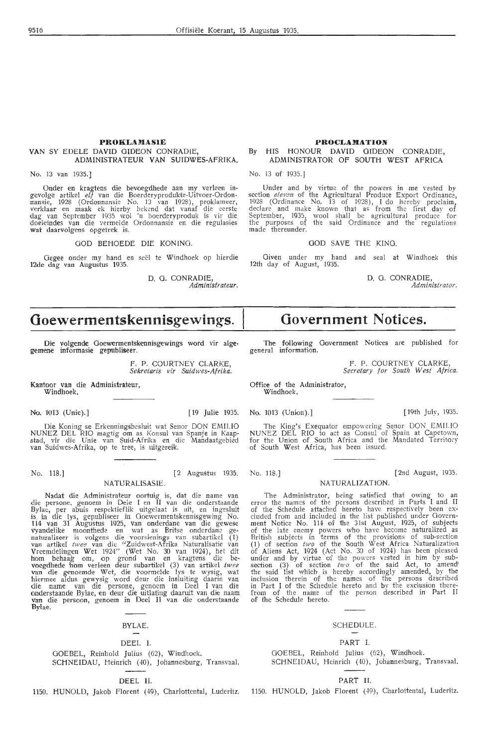**PROKLAMASIE**

VAN SY EDELE DAVID GIDEON CONRADIE, ADMINISTRATEUR VAN SUIDWES-AFRIKA.

No. 13 van 1935.]

Onder en kragtens die bevoegdhede aan my verleen ingevolge artikel *elf* van die Boerderyprodukte-Uitvoer-Ordonnansie, 1928 (Ordonnansie No. 13 van 1928), proklameer, verklaar en maak ek hierby bekend dat vanaf die eerste dag van September 1935 wol 'n boerderyproduk is vir die doeleindes van die vermelde Ordonnansie en die regulasies wat daarvolgens opgetrek is.

GOD BEHOEDE DIE KONING.

Gegee onder my hand en seël te Windhoek op hierdie 12de dag van Augustus 1935.

D. G. CONRADIE,
*Administrateur.*

**PROCLAMATION**

By HIS HONOUR DAVID GIDEON CONRADIE, ADMINISTRATOR OF SOUTH WEST AFRICA

No. 13 of 1935.]

Under and by virtue of the powers in me vested by section *eleven* of the Agricultural Produce Export Ordinance, 1928 (Ordinance No. 13 of 1928), I do hereby proclaim, declare and make known that as from the first day of September, 1935, wool shall be agricultural produce for the purposes of the said Ordinance and the regulations made thereunder.

GOD SAVE THE KING.

Given under my hand and seal at Windhoek this 12th day of August, 1935.

D. G. CONRADIE,
*Administrator.*

# Goewermentskennisgewings.

Die volgende Goewermentskennisgewings word vir algemene informasie gepubliseer.

F. P. COURTNEY CLARKE,
*Sekretaris vir Suidwes-Afrika.*

Kantoor van die Administrateur,
Windhoek.

No. 1013 (Unie).] [19 Julie 1935.

Die Koning se Erkenningsbesluit wat Senor DON EMILIO NUNEZ DEL RIO magtig om as Konsul van Spanje in Kaapstad, vir die Unie van Suid-Afrika en die Mandaatgebied van Suidwes-Afrika, op te tree, is uitgereik.

No. 118.] [2 Augustus 1935.

NATURALISASIE.

Nadat die Administrateur oortuig is, dat die name van die persone, genoem in Dele I en II van die onderstaande Bylae, per abuis respektieflik uitgelaat is uit, en ingesluit is in die lys, gepubliseer in Goewermentskennisgewing No. 114 van 31 Augustus 1925, van onderdane van die gewese vyandelike moonthede en wat as Britse onderdane genaturaliseer is volgens die voorsienings van subartikel (1) van artikel *twee* van die "Zuidwest-Afrika Naturalisatie van Vreemdelingen Wet 1924" (Wet No. 30 van 1924), het dit hom behaag om, op grond van en kragtens die bevoegdhede hom verleen deur subartikel (3) van artikel *twee* van die genoemde Wet, die voormelde lys te wysig, wat hiermee aldus gewysig word deur die insluiting daarin van die name van die persone, genoem in Deel I van die onderstaande Bylae, en deur die uitlating daaruit van die naam van die persoon, genoem in Deel II van die onderstaande Bylae.

BYLAE.

DEEL I.

GOEBEL, Reinhold Julius (62), Windhoek.
SCHNEIDAU, Heinrich (40), Johannesburg, Transvaal.

DEEL II.

1150. HUNOLD, Jakob Florent (49), Charlottental, Luderitz.

# Government Notices.

The following Government Notices are published for general information.

F. P. COURTNEY CLARKE,
*Secretary for South West Africa.*

Office of the Administrator,
Windhoek.

No. 1013 (Union).] [19th July, 1935.

The King's Exequator empowering Senor DON EMILIO NUNEZ DEL RIO to act as Consul of Spain at Capetown, for the Union of South Africa and the Mandated Territory of South West Africa, has been issued.

No. 118.] [2nd August, 1935.

NATURALIZATION.

The Administrator, being satisfied that owing to an error the names of the persons described in Parts I and II of the Schedule attached hereto have respectively been excluded from and included in the list published under Government Notice No. 114 of the 31st August, 1925, of subjects of the late enemy powers who have become naturalized as British subjects in terms of the provisions of sub-section (1) of section *two* of the South West Africa Naturalization of Aliens Act, 1924 (Act No. 30 of 1924) has been pleased under and by virtue of the powers vested in him by sub-section (3) of section *two* of the said Act, to amend the said list which is hereby accordingly amended, by the inclusion therein of the names of the persons described in Part I of the Schedule hereto and by the exclusion therefrom of the name of the person described in Part II of the Schedule hereto.

SCHEDULE.

PART I.

GOEBEL, Reinhold Julius (62), Windhoek.
SCHNEIDAU, Heinrich (40), Johannesburg, Transvaal.

PART II.

1150. HUNOLD, Jakob Florent (49), Charlottental, Luderitz.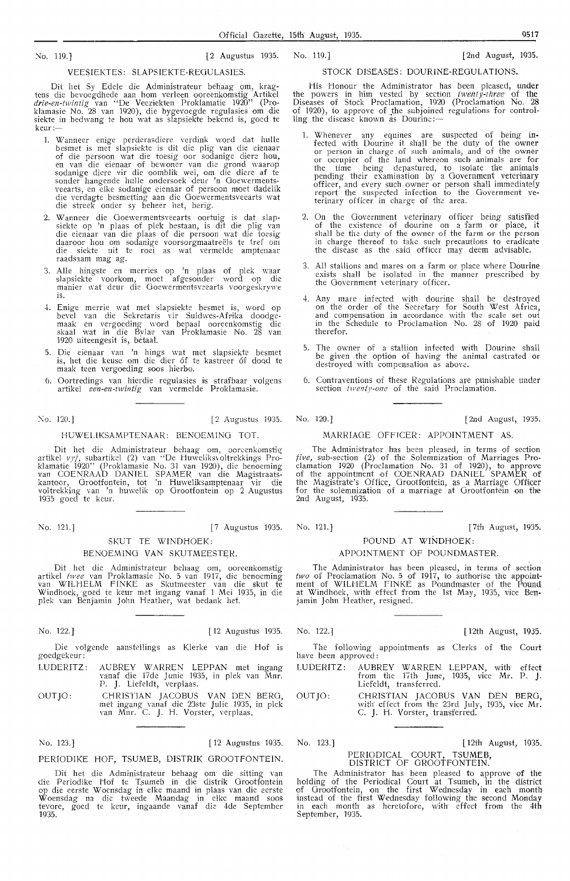No. 119.] [2 Augustus 1935.

## VEESIEKTES: SLAPSIEKTE-REGULASIES.

Dit het Sy Edele die Administrateur behaag om, kragtens die bevoegdhede aan hom verleen ooreenkomstig Artikel *drie-en-twintig* van "De Veeziekten Proklamatie 1920" (Proklamasie No. 28 van 1920), die bygevoegde regulasies om die siekte in bedwang te hou wat as slapsiekte bekend is, goed te keur:—

1. Wanneer enige perderasdiere verdink word dat hulle besmet is met slapsiekte is dit die plig van die eienaar of die persoon wat die toesig oor sodanige diere hou, en van die eienaar of bewoner van die grond waarop sodanige diere vir die oomblik wei, om die diere af te sonder hangende hulle ondersoek deur 'n Goewermentsveearts, en elke sodanige eienaar of persoon moet dadelik die verdagte besmetting aan die Goewermentsveearts wat die streek onder sy beheer het, berig.
2. Wanneer die Goewermentsveearts oortuig is dat slapsiekte op 'n plaas of plek bestaan, is dit die plig van die eienaar van die plaas of die persoon wat die toesig daaroor hou om sodanige voorsorgmaatreëls te tref om die siekte uit te roei as wat vermelde amptenaar raadsaam mag ag.
3. Alle hingste en merries op 'n plaas of plek waar slapsiekte voorkom, moet afgesonder word op die manier wat deur die Goewermentsveearts voorgeskrywe is.
4. Enige merrie wat met slapsiekte besmet is, word op bevel van die Sekretaris vir Suidwes-Afrika doodgemaak en vergoeding word bepaal ooreenkomstig die skaal wat in die Bylae van Proklamasie No. 28 van 1920 uiteengesit is, betaal.
5. Die eienaar van 'n hings wat met slapsiekte besmet is, het die keuse om die dier óf te kastreer óf dood te maak teen vergoeding soos hierbo.
6. Oortredings van hierdie regulasies is strafbaar volgens artikel *een-en-twintig* van vermelde Proklamasie.

No. 119.] [2nd August, 1935.

## STOCK DISEASES: DOURINE-REGULATIONS.

His Honour the Administrator has been pleased, under the powers in him vested by section *twenty-three* of the Diseases of Stock Proclamation, 1920 (Proclamation No. 28 of 1920), to approve of the subjoined regulations for controlling the disease known as Dourine:—

1. Whenever any equines are suspected of being infected with Dourine it shall be the duty of the owner or person in charge of such animals, and of the owner or occupier of the land whereon such animals are for the time being depastured, to isolate the animals pending their examination by a Government veterinary officer, and every such owner or person shall immediately report the suspected infection to the Government veterinary officer in charge of the area.
2. On the Government veterinary officer being satisfied of the existence of dourine on a farm or place, it shall be the duty of the owner of the farm or the person in charge thereof to take such precautions to eradicate the disease as the said officer may deem advisable.
3. All stallions and mares on a farm or place where Dourine exists shall be isolated in the manner prescribed by the Government veterinary officer.
4. Any mare infected with dourine shall be destroyed on the order of the Secretary for South West Africa, and compensation in accordance with the scale set out in the Schedule to Proclamation No. 28 of 1920 paid therefor.
5. The owner of a stallion infected with Dourine shall be given the option of having the animal castrated or destroyed with compensation as above.
6. Contraventions of these Regulations are punishable under section *twenty-one* of the said Proclamation.

No. 120.] [2 Augustus 1935.

## HUWELIKSAMPTENAAR: BENOEMING TOT.

Dit het die Administrateur behaag om, ooreenkomstig artikel *vyf*, subartikel (2) van "De Huweliksvoltrekkings Proklamatie 1920" (Proklamasie No. 31 van 1920), die benoeming van COENRAAD DANIEL SPAMER van die Magistraatskantoor, Grootfontein, tot 'n Huweliksamptenaar vir die voltrekking van 'n huwelik op Grootfontein op 2 Augustus 1935 goed te keur.

No. 120.] [2nd August, 1935.

## MARRIAGE OFFICER: APPOINTMENT AS.

The Administrator has been pleased, in terms of section *five*, sub-section (2) of the Solemnization of Marriages Proclamation 1920 (Proclamation No. 31 of 1920), to approve of the appointment of COENRAAD DANIEL SPAMER of the Magistrate's Office, Grootfontein, as a Marriage Officer for the solemnization of a marriage at Grootfontein on the 2nd August, 1935.

No. 121.] [7 Augustus 1935.

## SKUT TE WINDHOEK: BENOEMING VAN SKUTMEESTER.

Dit het die Administrateur behaag om, ooreenkomstig artikel *twee* van Proklamasie No. 5 van 1917, die benoeming van WILHELM FINKE as Skutmeester van die skut te Windhoek, goed te keur met ingang vanaf 1 Mei 1935, in die plek van Benjamin John Heather, wat bedank het.

No. 121.] [7th August, 1935.

## POUND AT WINDHOEK: APPOINTMENT OF POUNDMASTER.

The Administrator has been pleased, in terms of section *two* of Proclamation No. 5 of 1917, to authorise the appointment of WILHELM FINKE as Poundmaster of the Pound at Windhoek, with effect from the 1st May, 1935, vice Benjamin John Heather, resigned.

No. 122.] [12 Augustus 1935.

Die volgende aanstellings as Klerke van die Hof is goedgekeur:

LUDERITZ: AUBREY WARREN LEPPAN met ingang vanaf die 17de Junie 1935, in plek van Mnr. P. J. Liefeldt, verplaas.

OUTJO: CHRISTIAN JACOBUS VAN DEN BERG, met ingang vanaf die 23ste Julie 1935, in plek van Mnr. C. J. H. Vorster, verplaas.

No. 122.] [12th August, 1935.

The following appointments as Clerks of the Court have been approved:

LUDERITZ: AUBREY WARREN LEPPAN, with effect from the 17th June, 1935, vice Mr. P. J. Liefeldt, transferred.

OUTJO: CHRISTIAN JACOBUS VAN DEN BERG, with effect from the 23rd July, 1935, vice Mr. C. J. H. Vorster, transferred.

No. 123.] [12 Augustus 1935.

## PERIODIKE HOF, TSUMEB, DISTRIK GROOTFONTEIN.

Dit het die Administrateur behaag om die sitting van die Periodike Hof te Tsumeb in die distrik Grootfontein op die eerste Woensdag in elke maand in plaas van die eerste Woensdag na die tweede Maandag in elke maand soos tevore, goed te keur, ingaande vanaf die 4de September 1935.

No. 123.] [12th August, 1935.

## PERIODICAL COURT, TSUMEB, DISTRICT OF GROOTFONTEIN.

The Administrator has been pleased to approve of the holding of the Periodical Court at Tsumeb, in the district of Grootfontein, on the first Wednesday in each month instead of the first Wednesday following the second Monday in each month as heretofore, with effect from the 4th September, 1935.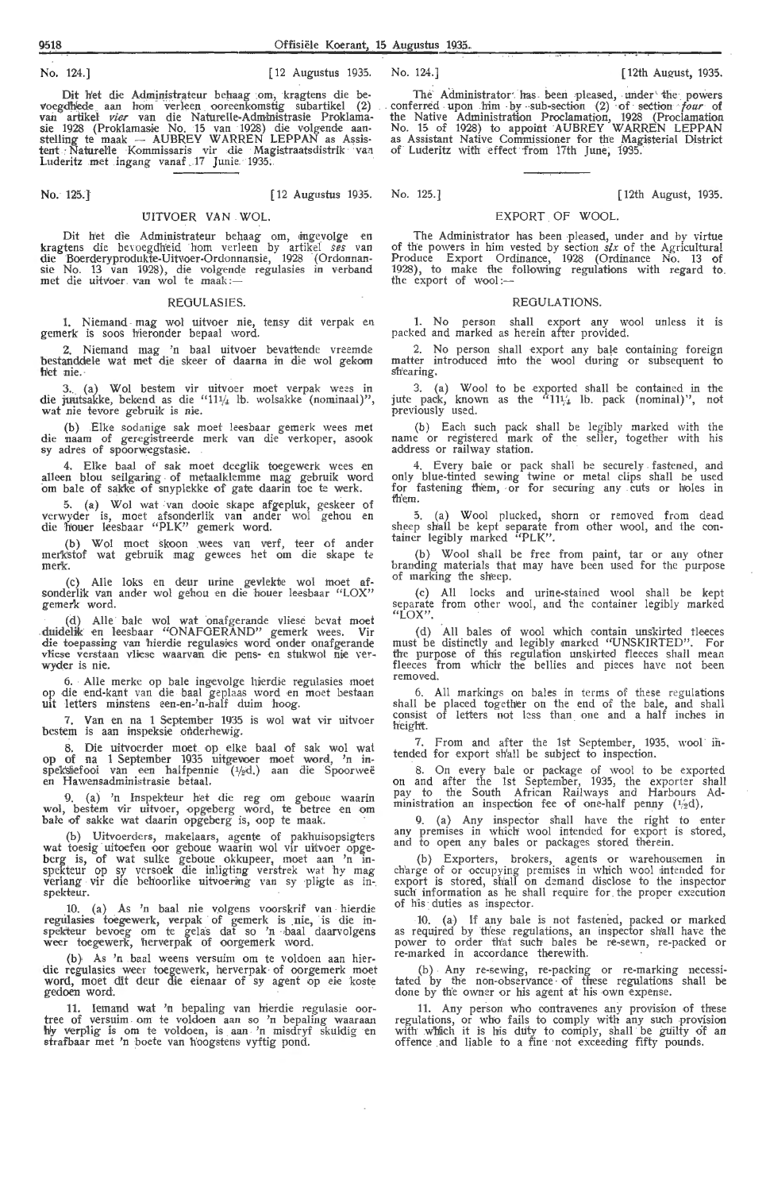No. 124.] [12 Augustus 1935.

Dit het die Administrateur behaag om, kragtens die bevoegdheid aan hom verleen ooreenkomstig subartikel (2) van artikel *vier* van die Naturelle-Administrasie Proklamasie 1928 (Proklamasie No. 15 van 1928) die volgende aanstelling te maak — AUBREY WARREN LEPPAN as Assistent Naturelle Kommissaris vir die Magistraatsdistrik van Luderitz met ingang vanaf 17 Junie 1935.

No. 125.] [12 Augustus 1935.

## UITVOER VAN WOL.

Dit het die Administrateur behaag om, ingevolge en kragtens die bevoegdheid hom verleen by artikel *ses* van die Boerderyprodukte-Uitvoer-Ordonnansie, 1928 (Ordonnansie No. 13 van 1928), die volgende regulasies in verband met die uitvoer van wol te maak:—

### REGULASIES.

1. Niemand mag wol uitvoer nie, tensy dit verpak en gemerk is soos hieronder bepaal word.

2. Niemand mag 'n baal uitvoer bevattende vreemde bestanddele wat met die skeer of daarna in die wol gekom het nie.

3. (a) Wol bestem vir uitvoer moet verpak wees in die juutsakke, bekend as die "11¼ lb. wolsakke (nominaal)", wat nie tevore gebruik is nie.

(b) Elke sodanige sak moet leesbaar gemerk wees met die naam of geregistreerde merk van die verkoper, asook sy adres of spoorwegstasie.

4. Elke baal of sak moet deeglik toegewerk wees en alleen blou seilgaring of metaalklemme mag gebruik word om bale of sakke of snyplekke of gate daarin toe te werk.

5. (a) Wol wat van dooie skape afgepluk, geskeer of verwyder is, moet afsonderlik van ander wol gehou en die houer leesbaar "PLK" gemerk word.

(b) Wol moet skoon wees van verf, teer of ander merkstof wat gebruik mag gewees het om die skape te merk.

(c) Alle loks en deur urine gevlekte wol moet afsonderlik van ander wol gehou en die houer leesbaar "LOX" gemerk word.

(d) Alle bale wol wat onafgerande vliese bevat moet duidelik en leesbaar "ONAFGERAND" gemerk wees. Vir die toepassing van hierdie regulasies word onder onafgerande vliese verstaan vliese waarvan die pens- en stukwol nie verwyder is nie.

6. Alle merke op bale ingevolge hierdie regulasies moet op die end-kant van die baal geplaas word en moet bestaan uit letters minstens een-en-'n-half duim hoog.

7. Van en na 1 September 1935 is wol wat vir uitvoer bestem is aan inspeksie onderhewig.

8. Die uitvoerder moet op elke baal of sak wol wat op of na 1 September 1935 uitgevoer word, 'n inspeksiefooi van een halfpennie (½d.) aan die Spoorweë en Hawensadministrasie betaal.

9. (a) 'n Inspekteur het die reg om geboue waarin wol, bestem vir uitvoer, opgeberg word, te betree en om bale of sakke wat daarin opgeberg is, oop te maak.

(b) Uitvoerders, makelaars, agente of pakhuisopsigters wat toesig uitoefen oor geboue waarin wol vir uitvoer opgeberg is, of wat sulke geboue okkupeer, moet aan 'n inspekteur op sy versoek die inligting verstrek wat hy mag verlang vir die behoorlike uitvoering van sy pligte as inspekteur.

10. (a) As 'n baal nie volgens voorskrif van hierdie regulasies toegewerk, verpak of gemerk is nie, is die inspekteur bevoeg om te gelas dat so 'n baal daarvolgens weer toegewerk, herverpak of oorgemerk word.

(b) As 'n baal weens versuim om te voldoen aan hierdie regulasies weer toegewerk, herverpak of oorgemerk moet word, moet dit deur die eienaar of sy agent op eie koste gedoen word.

11. Iemand wat 'n bepaling van hierdie regulasie oortree of versuim om te voldoen aan so 'n bepaling waaraan hy verplig is om te voldoen, is aan 'n misdryf skuldig en strafbaar met 'n boete van hoogstens vyftig pond.

No. 124.] [12th August, 1935.

The Administrator has been pleased, under the powers conferred upon him by sub-section (2) of section *four* of the Native Administration Proclamation, 1928 (Proclamation No. 15 of 1928) to appoint AUBREY WARREN LEPPAN as Assistant Native Commissioner for the Magisterial District of Luderitz with effect from 17th June, 1935.

No. 125.] [12th August, 1935.

## EXPORT OF WOOL.

The Administrator has been pleased, under and by virtue of the powers in him vested by section *six* of the Agricultural Produce Export Ordinance, 1928 (Ordinance No. 13 of 1928), to make the following regulations with regard to the export of wool:—

### REGULATIONS.

1. No person shall export any wool unless it is packed and marked as herein after provided.

2. No person shall export any bale containing foreign matter introduced into the wool during or subsequent to shearing.

3. (a) Wool to be exported shall be contained in the jute pack, known as the "11¼ lb. pack (nominal)", not previously used.

(b) Each such pack shall be legibly marked with the name or registered mark of the seller, together with his address or railway station.

4. Every bale or pack shall be securely fastened, and only blue-tinted sewing twine or metal clips shall be used for fastening them, or for securing any cuts or holes in them.

5. (a) Wool plucked, shorn or removed from dead sheep shall be kept separate from other wool, and the container legibly marked "PLK".

(b) Wool shall be free from paint, tar or any other branding materials that may have been used for the purpose of marking the sheep.

(c) All locks and urine-stained wool shall be kept separate from other wool, and the container legibly marked "LOX".

(d) All bales of wool which contain unskirted fleeces must be distinctly and legibly marked "UNSKIRTED". For the purpose of this regulation unskirted fleeces shall mean fleeces from which the bellies and pieces have not been removed.

6. All markings on bales in terms of these regulations shall be placed together on the end of the bale, and shall consist of letters not less than one and a half inches in height.

7. From and after the 1st September, 1935, wool intended for export shall be subject to inspection.

8. On every bale or package of wool to be exported on and after the 1st September, 1935, the exporter shall pay to the South African Railways and Harbours Administration an inspection fee of one-half penny (½d).

9. (a) Any inspector shall have the right to enter any premises in which wool intended for export is stored, and to open any bales or packages stored therein.

(b) Exporters, brokers, agents or warehousemen in charge of or occupying premises in which wool intended for export is stored, shall on demand disclose to the inspector such information as he shall require for the proper execution of his duties as inspector.

10. (a) If any bale is not fastened, packed or marked as required by these regulations, an inspector shall have the power to order that such bales be re-sewn, re-packed or re-marked in accordance therewith.

(b) Any re-sewing, re-packing or re-marking necessitated by the non-observance of these regulations shall be done by the owner or his agent at his own expense.

11. Any person who contravenes any provision of these regulations, or who fails to comply with any such provision with which it is his duty to comply, shall be guilty of an offence and liable to a fine not exceeding fifty pounds.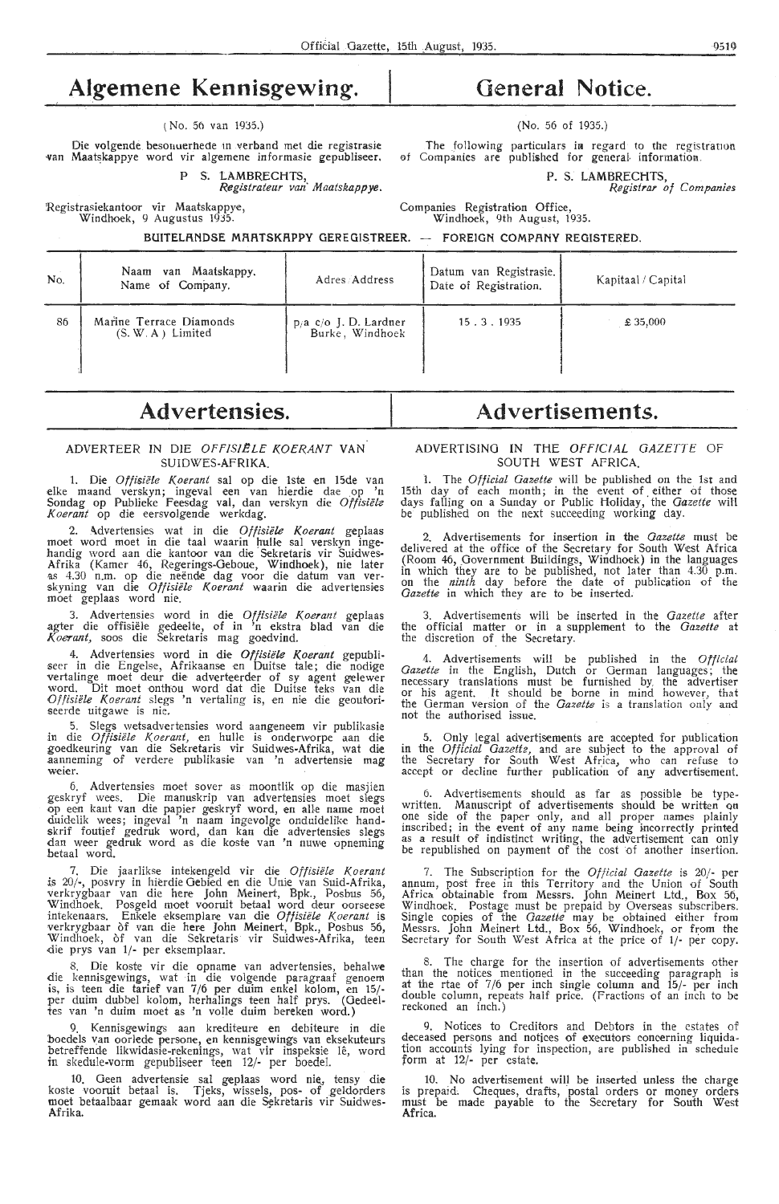# Algemene Kennisgewing.

(No. 56 van 1935.)

Die volgende besonderhede in verband met die registrasie van Maatskappye word vir algemene informasie gepubliseer.

P. S. LAMBRECHTS,
*Registrateur van Maatskappye.*

Registrasiekantoor vir Maatskappye,
Windhoek, 9 Augustus 1935.

# General Notice.

(No. 56 of 1935.)

The following particulars in regard to the registration of Companies are published for general information.

P. S. LAMBRECHTS,
*Registrar of Companies*

Companies Registration Office,
Windhoek, 9th August, 1935.

**BUITELANDSE MAATSKAPPY GEREGISTREER. — FOREIGN COMPANY REGISTERED.**

| No. | Naam van Maatskappy. Name of Company. | Adres/Address | Datum van Registrasie. Date of Registration. | Kapitaal / Capital |
|---|---|---|---|---|
| 86 | Marine Terrace Diamonds (S. W. A.) Limited | p/a c/o J. D. Lardner Burke, Windhoek | 15 . 3 . 1935 | £ 35,000 |

# Advertensies.

## ADVERTEER IN DIE *OFFISIËLE KOERANT* VAN SUIDWES-AFRIKA.

1. Die *Offisiële Koerant* sal op die 1ste en 15de van elke maand verskyn; ingeval een van hierdie dae op 'n Sondag op Publieke Feesdag val, dan verskyn die *Offisiële Koerant* op die eersvolgende werkdag.

2. Advertensies wat in die *Offisiële Koerant* geplaas moet word moet in die taal waarin hulle sal verskyn ingehandig word aan die kantoor van die Sekretaris vir Suidwes-Afrika (Kamer 46, Regerings-Geboue, Windhoek), nie later as 4.30 n.m. op die neënde dag voor die datum van verskyning van die *Offisiële Koerant* waarin die advertensies moet geplaas word nie.

3. Advertensies word in die *Offisiële Koerant* geplaas agter die offisiële gedeelte, of in 'n ekstra blad van die *Koerant*, soos die Sekretaris mag goedvind.

4. Advertensies word in die *Offisiële Koerant* gepubliseer in die Engelse, Afrikaanse en Duitse tale; die nodige vertalinge moet deur die adverteerder of sy agent gelewer word. Dit moet onthou word dat die Duitse teks van die *Offisiële Koerant* slegs 'n vertaling is, en nie die geoutoriseerde uitgawe is nie.

5. Slegs wetsadvertensies word aangeneem vir publikasie in die *Offisiële Koerant*, en hulle is onderworpe aan die goedkeuring van die Sekretaris vir Suidwes-Afrika, wat die aanneming of verdere publikasie van 'n advertensie mag weier.

6. Advertensies moet sover as moontlik op die masjien geskryf wees. Die manuskrip van advertensies moet slegs op een kant van die papier geskryf word, en alle name moet duidelik wees; ingeval 'n naam ingevolge onduidelike handskrif foutief gedruk word, dan kan die advertensies slegs dan weer gedruk word as die koste van 'n nuwe opneming betaal word.

7. Die jaarlikse intekengeld vir die *Offisiële Koerant* is 20/-, posvry in hierdie Gebied en die Unie van Suid-Afrika, verkrygbaar van die here John Meinert, Bpk., Posbus 56, Windhoek. Posgeld moet vooruit betaal word deur oorseese intekenaars. Enkele eksemplare van die *Offisiële Koerant* is verkrygbaar òf van die here John Meinert, Bpk., Posbus 56, Windhoek, òf van die Sekretaris vir Suidwes-Afrika, teen die prys van 1/- per eksemplaar.

8. Die koste vir die opname van advertensies, behalwe die kennisgewings, wat in die volgende paragraaf genoem is, is teen die tarief van 7/6 per duim enkel kolom, en 15/- per duim dubbel kolom, herhalings teen half prys. (Gedeeltes van 'n duim moet as 'n volle duim bereken word.)

9. Kennisgewings aan krediteure en debiteure in die boedels van oorlede persone, en kennisgewings van eksekuteurs betreffende likwidasie-rekenings, wat vir inspeksie lê, word in skedule-vorm gepubliseer teen 12/- per boedel.

10. Geen advertensie sal geplaas word nie, tensy die koste vooruit betaal is. Tjeks, wissels, pos- of geldorders moet betaalbaar gemaak word aan die Sekretaris vir Suidwes-Afrika.

# Advertisements.

## ADVERTISING IN THE *OFFICIAL GAZETTE* OF SOUTH WEST AFRICA.

1. The *Official Gazette* will be published on the 1st and 15th day of each month; in the event of either of those days falling on a Sunday or Public Holiday, the *Gazette* will be published on the next succeeding working day.

2. Advertisements for insertion in the *Gazette* must be delivered at the office of the Secretary for South West Africa (Room 46, Government Buildings, Windhoek) in the languages in which they are to be published, not later than 4.30 p.m. on the *ninth* day before the date of publication of the *Gazette* in which they are to be inserted.

3. Advertisements will be inserted in the *Gazette* after the official matter or in a supplement to the *Gazette* at the discretion of the Secretary.

4. Advertisements will be published in the *Official Gazette* in the English, Dutch or German languages; the necessary translations must be furnished by the advertiser or his agent. It should be borne in mind however, that the German version of the *Gazette* is a translation only and not the authorised issue.

5. Only legal advertisements are accepted for publication in the *Official Gazette*, and are subject to the approval of the Secretary for South West Africa, who can refuse to accept or decline further publication of any advertisement.

6. Advertisements should as far as possible be typewritten. Manuscript of advertisements should be written on one side of the paper only, and all proper names plainly inscribed; in the event of any name being incorrectly printed as a result of indistinct writing, the advertisement can only be republished on payment of the cost of another insertion.

7. The Subscription for the *Official Gazette* is 20/- per annum, post free in this Territory and the Union of South Africa obtainable from Messrs. John Meinert Ltd., Box 56, Windhoek. Postage must be prepaid by Overseas subscribers. Single copies of the *Gazette* may be obtained either from Messrs. John Meinert Ltd., Box 56, Windhoek, or from the Secretary for South West Africa at the price of 1/- per copy.

8. The charge for the insertion of advertisements other than the notices mentioned in the succeeding paragraph is at the rtae of 7/6 per inch single column and 15/- per inch double column, repeats half price. (Fractions of an inch to be reckoned an inch.)

9. Notices to Creditors and Debtors in the estates of deceased persons and notices of executors concerning liquidation accounts lying for inspection, are published in schedule form at 12/- per estate.

10. No advertisement will be inserted unless the charge is prepaid. Cheques, drafts, postal orders or money orders must be made payable to the Secretary for South West Africa.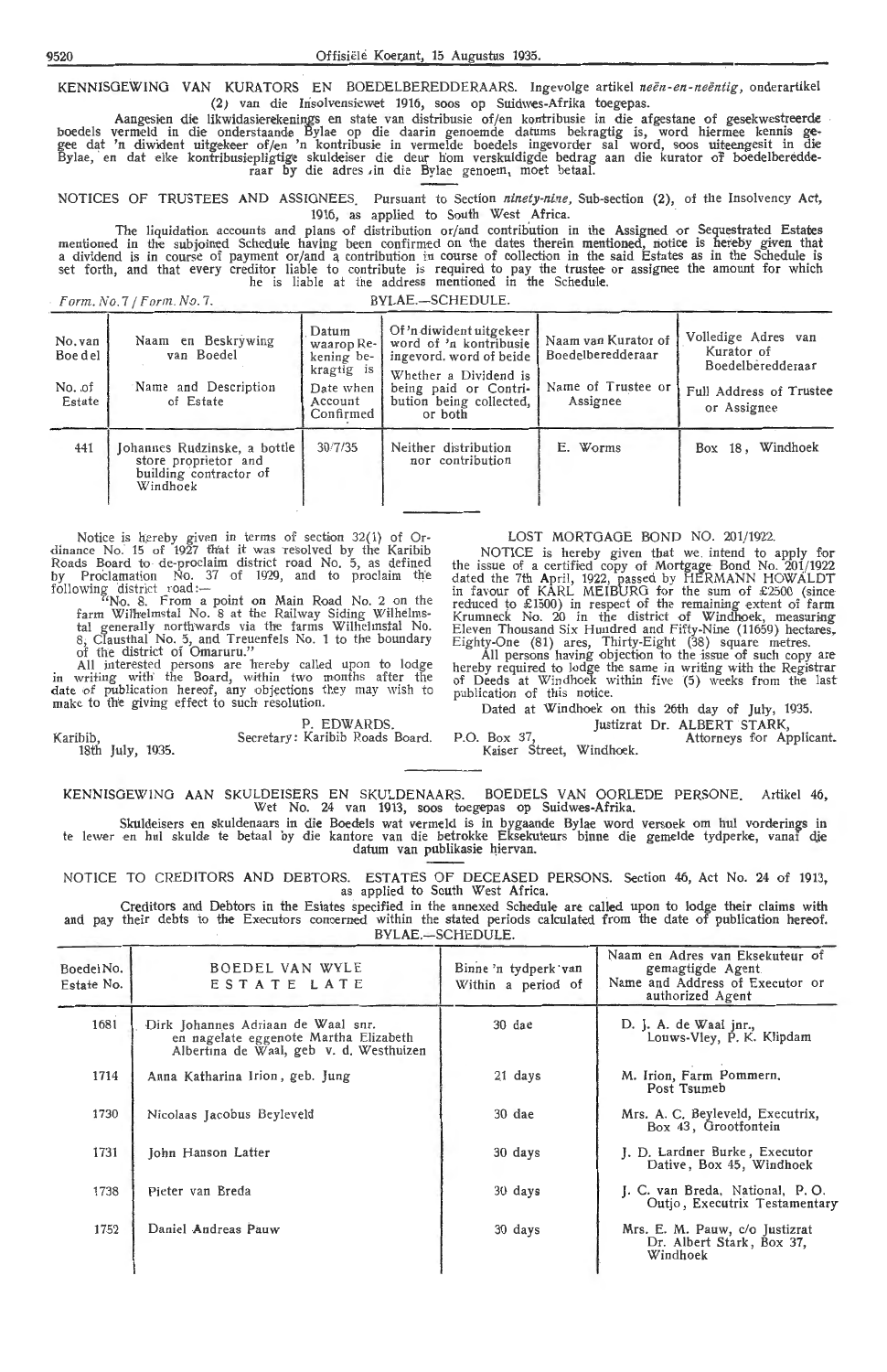KENNISGEWING VAN KURATORS EN BOEDELBEREDDERAARS. Ingevolge artikel *neën-en-neëntig*, onderartikel (2) van die Insolvensiewet 1916, soos op Suidwes-Afrika toegepas.

Aangesien die likwidasierekenings en state van distribusie of/en kontribusie in die afgestane of gesekwestreerde boedels vermeld in die onderstaande Bylae op die daarin genoemde datums bekragtig is, word hiermee kennis gegee dat 'n diwident uitgekeer of/en 'n kontribusie in vermelde boedels ingevorder sal word, soos uiteengesit in die Bylae, en dat elke kontribusiepligtige skuldeiser die deur hom verskuldigde bedrag aan die kurator of boedelberedderaar by die adres in die Bylae genoem, moet betaal.

NOTICES OF TRUSTEES AND ASSIGNEES. Pursuant to Section *ninety-nine*, Sub-section (2), of the Insolvency Act, 1916, as applied to South West Africa.

The liquidation accounts and plans of distribution or/and contribution in the Assigned or Sequestrated Estates mentioned in the subjoined Schedule having been confirmed on the dates therein mentioned, notice is hereby given that a dividend is in course of payment or/and a contribution in course of collection in the said Estates as in the Schedule is set forth, and that every creditor liable to contribute is required to pay the trustee or assignee the amount for which he is liable at the address mentioned in the Schedule.

*Form. No. 7 / Form. No. 7.* BYLAE.—SCHEDULE.

| No. van Boedel / No. of Estate | Naam en Beskrywing van Boedel / Name and Description of Estate | Datum waarop Rekening bekragtig is / Date when Account Confirmed | Of 'n diwident uitgekeer word of 'n kontribusie ingevord. word of beide / Whether a Dividend is being paid or Contribution being collected, or both | Naam van Kurator of Boedelberedderaar / Name of Trustee or Assignee | Volledige Adres van Kurator of Boedelberedderaar / Full Address of Trustee or Assignee |
|---|---|---|---|---|---|
| 441 | Johannes Rudzinske, a bottle store proprietor and building contractor of Windhoek | 30/7/35 | Neither distribution nor contribution | E. Worms | Box 18, Windhoek |

Notice is hereby given in terms of section 32(1) of Ordinance No. 15 of 1927 that it was resolved by the Karibib Roads Board to de-proclaim district road No. 5, as defined by Proclamation No. 37 of 1929, and to proclaim the following district road:—

"No. 8. From a point on Main Road No. 2 on the farm Wilhelmstal No. 8 at the Railway Siding Wilhelmstal generally northwards via the farms Wilhelmstal No. 8, Clausthal No. 5, and Treuenfels No. 1 to the boundary of the district of Omaruru."

All interested persons are hereby called upon to lodge in writing with the Board, within two months after the date of publication hereof, any objections they may wish to make to the giving effect to such resolution.

P. EDWARDS,
Secretary: Karibib Roads Board.

Karibib,
18th July, 1935.

LOST MORTGAGE BOND NO. 201/1922.

NOTICE is hereby given that we intend to apply for the issue of a certified copy of Mortgage Bond No. 201/1922 dated the 7th April, 1922, passed by HERMANN HOWALDT in favour of KARL MEIBURG for the sum of £2500 (since reduced to £1500) in respect of the remaining extent of farm Krumneck No. 20 in the district of Windhoek, measuring Eleven Thousand Six Hundred and Fifty-Nine (11659) hectares, Eighty-One (81) ares, Thirty-Eight (38) square metres.

All persons having objection to the issue of such copy are hereby required to lodge the same in writing with the Registrar of Deeds at Windhoek within five (5) weeks from the last publication of this notice.

Dated at Windhoek on this 26th day of July, 1935.

Justizrat Dr. ALBERT STARK,
Attorneys for Applicant.

P.O. Box 37,
Kaiser Street, Windhoek.

KENNISGEWING AAN SKULDEISERS EN SKULDENAARS. BOEDELS VAN OORLEDE PERSONE. Artikel 46, Wet No. 24 van 1913, soos toegepas op Suidwes-Afrika.

Skuldeisers en skuldenaars in die Boedels wat vermeld is in bygaande Bylae word versoek om hul vorderings in te lewer en hul skulde te betaal by die kantore van die betrokke Eksekuteurs binne die gemelde tydperke, vanaf die datum van publikasie hiervan.

NOTICE TO CREDITORS AND DEBTORS. ESTATES OF DECEASED PERSONS. Section 46, Act No. 24 of 1913, as applied to South West Africa.

Creditors and Debtors in the Estates specified in the annexed Schedule are called upon to lodge their claims with and pay their debts to the Executors concerned within the stated periods calculated from the date of publication hereof.

BYLAE.—SCHEDULE.

| Boedel No. / Estate No. | BOEDEL VAN WYLE / ESTATE LATE | Binne 'n tydperk van / Within a period of | Naam en Adres van Eksekuteur of gemagtigde Agent / Name and Address of Executor or authorized Agent |
|---|---|---|---|
| 1681 | Dirk Johannes Adriaan de Waal snr. en nagelate eggenote Martha Elizabeth Albertina de Waal, geb v. d. Westhuizen | 30 dae | D. J. A. de Waal jnr., Louws-Vley, P. K. Klipdam |
| 1714 | Anna Katharina Irion, geb. Jung | 21 days | M. Irion, Farm Pommern, Post Tsumeb |
| 1730 | Nicolaas Jacobus Beyleveld | 30 dae | Mrs. A. C. Beyleveld, Executrix, Box 43, Grootfontein |
| 1731 | John Hanson Latter | 30 days | J. D. Lardner Burke, Executor Dative, Box 45, Windhoek |
| 1738 | Pieter van Breda | 30 days | J. C. van Breda, National, P. O. Outjo, Executrix Testamentary |
| 1752 | Daniel Andreas Pauw | 30 days | Mrs. E. M. Pauw, c/o Justizrat Dr. Albert Stark, Box 37, Windhoek |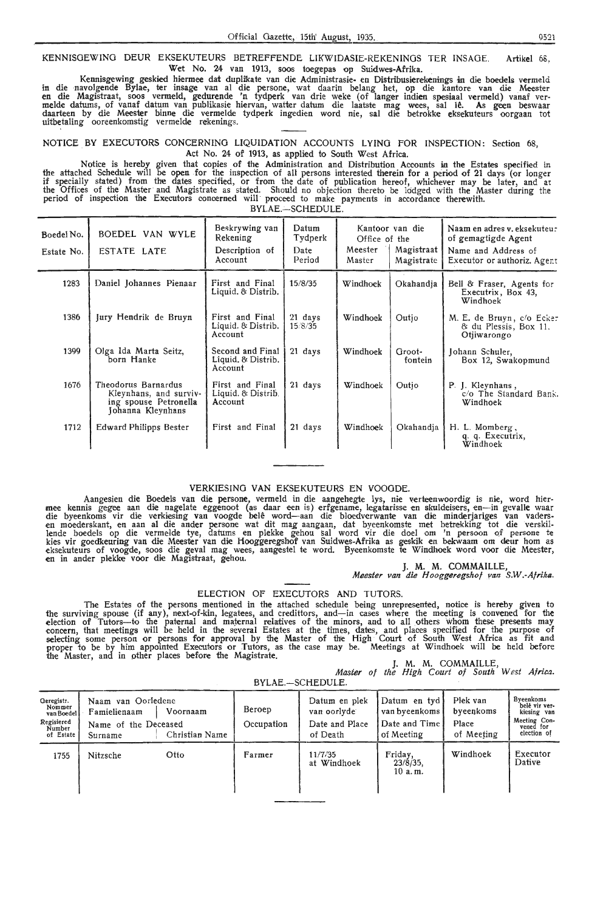KENNISGEWING DEUR EKSEKUTEURS BETREFFENDE LIKWIDASIE-REKENINGS TER INSAGE. Artikel 68, Wet No. 24 van 1913, soos toegepas op Suidwes-Afrika.

Kennisgewing geskied hiermee dat duplikate van die Administrasie- en Distribusierekenings in die boedels vermeld in die navolgende Bylae, ter insage van al die persone, wat daarin belang het, op die kantore van die Meester en die Magistraat, soos vermeld, gedurende 'n tydperk van drie weke (of langer indien spesiaal vermeld) vanaf vermelde datums, of vanaf datum van publikasie hiervan, watter datum die laatste mag wees, sal lê. As geen beswaar daarteen by die Meester binne die vermelde tydperk ingedien word nie, sal die betrokke eksekuteurs oorgaan tot uitbetaling ooreenkomstig vermelde rekenings.

NOTICE BY EXECUTORS CONCERNING LIQUIDATION ACCOUNTS LYING FOR INSPECTION: Section 68, Act No. 24 of 1913, as applied to South West Africa.

Notice is hereby given that copies of the Administration and Distribution Accounts in the Estates specified in the attached Schedule will be open for the inspection of all persons interested therein for a period of 21 days (or longer if specially stated) from the dates specified, or from the date of publication hereof, whichever may be later, and at the Offices of the Master and Magistrate as stated. Should no objection thereto be lodged with the Master during the period of inspection the Executors concerned will proceed to make payments in accordance therewith.

BYLAE.—SCHEDULE.

| Boedel No. / Estate No. | BOEDEL VAN WYLE / ESTATE LATE | Beskrywing van Rekening / Description of Account | Datum Tydperk / Date Period | Kantoor van die Meester / Office of the Master | Kantoor van die Magistraat / Office of the Magistrate | Naam en adres v. eksekuteur of gemagtigde Agent / Name and Address of Executor or authoriz. Agent |
|---|---|---|---|---|---|---|
| 1283 | Daniel Johannes Pienaar | First and Final Liquid. & Distrib. | 15/8/35 | Windhoek | Okahandja | Bell & Fraser, Agents for Executrix, Box 43, Windhoek |
| 1386 | Jury Hendrik de Bruyn | First and Final Liquid. & Distrib. Account | 21 days 15/8/35 | Windhoek | Outjo | M. E. de Bruyn, c/o Ecker & du Plessis, Box 11, Otjiwarongo |
| 1399 | Olga Ida Marta Seitz, born Hanke | Second and Final Liquid. & Distrib. Account | 21 days | Windhoek | Grootfontein | Johann Schuler, Box 12, Swakopmund |
| 1676 | Theodorus Barnardus Kleynhans, and surviving spouse Petronella Johanna Kleynhans | First and Final Liquid. & Distrib. Account | 21 days | Windhoek | Outjo | P. J. Kleynhans, c/o The Standard Bank, Windhoek |
| 1712 | Edward Philipps Bester | First and Final | 21 days | Windhoek | Okahandja | H. L. Momberg, q. q. Executrix, Windhoek |

VERKIESING VAN EKSEKUTEURS EN VOOGDE.

Aangesien die Boedels van die persone, vermeld in die aangehegte lys, nie verteenwoordig is nie, word hiermee kennis gegee aan die nagelate eggenoot (as daar een is) erfgename, legatarisse en skuldeisers, en—in gevalle waar die byeenkoms vir die verkiesing van voogde belê word—aan die bloedverwante van die minderjariges van vaders- en moederskant, en aan al die ander persone wat dit mag aangaan, dat byeenkomste met betrekking tot die verskillende boedels op die vermelde tye, datums en plekke gehou sal word vir die doel om 'n persoon of persone te kies vir goedkeuring van die Meester van die Hooggeregshof van Suidwes-Afrika as geskik en bekwaam om deur hom as eksekuteurs of voogde, soos die geval mag wees, aangestel te word. Byeenkomste te Windhoek word voor die Meester, en in ander plekke voor die Magistraat, gehou.

J. M. M. COMMAILLE,
*Meester van die Hooggeregshof van S.W.-Afrika.*

ELECTION OF EXECUTORS AND TUTORS.

The Estates of the persons mentioned in the attached schedule being unrepresented, notice is hereby given to the surviving spouse (if any), next-of-kin, legatees, and creditors, and—in cases where the meeting is convened for the election of Tutors—to the paternal and maternal relatives of the minors, and to all others whom these presents may concern, that meetings will be held in the several Estates at the times, dates, and places specified for the purpose of selecting some person or persons for approval by the Master of the High Court of South West Africa as fit and proper to be by him appointed Executors or Tutors, as the case may be. Meetings at Windhoek will be held before the Master, and in other places before the Magistrate.

J. M. M. COMMAILLE,
*Master of the High Court of South West Africa.*

BYLAE.—SCHEDULE.

| Geregistr. Nommer van Boedel / Registered Number of Estate | Naam van Oorledene / Name of the Deceased — Familienaam / Surname | Voornaam / Christian Name | Beroep / Occupation | Datum en plek van oorlyde / Date and Place of Death | Datum en tyd van byeenkoms / Date and Time of Meeting | Plek van byeenkoms / Place of Meeting | Byeenkoms belê vir verkiesing van / Meeting Convened for election of |
|---|---|---|---|---|---|---|---|
| 1755 | Nitzsche | Otto | Farmer | 11/7/35 at Windhoek | Friday, 23/8/35, 10 a. m. | Windhoek | Executor Dative |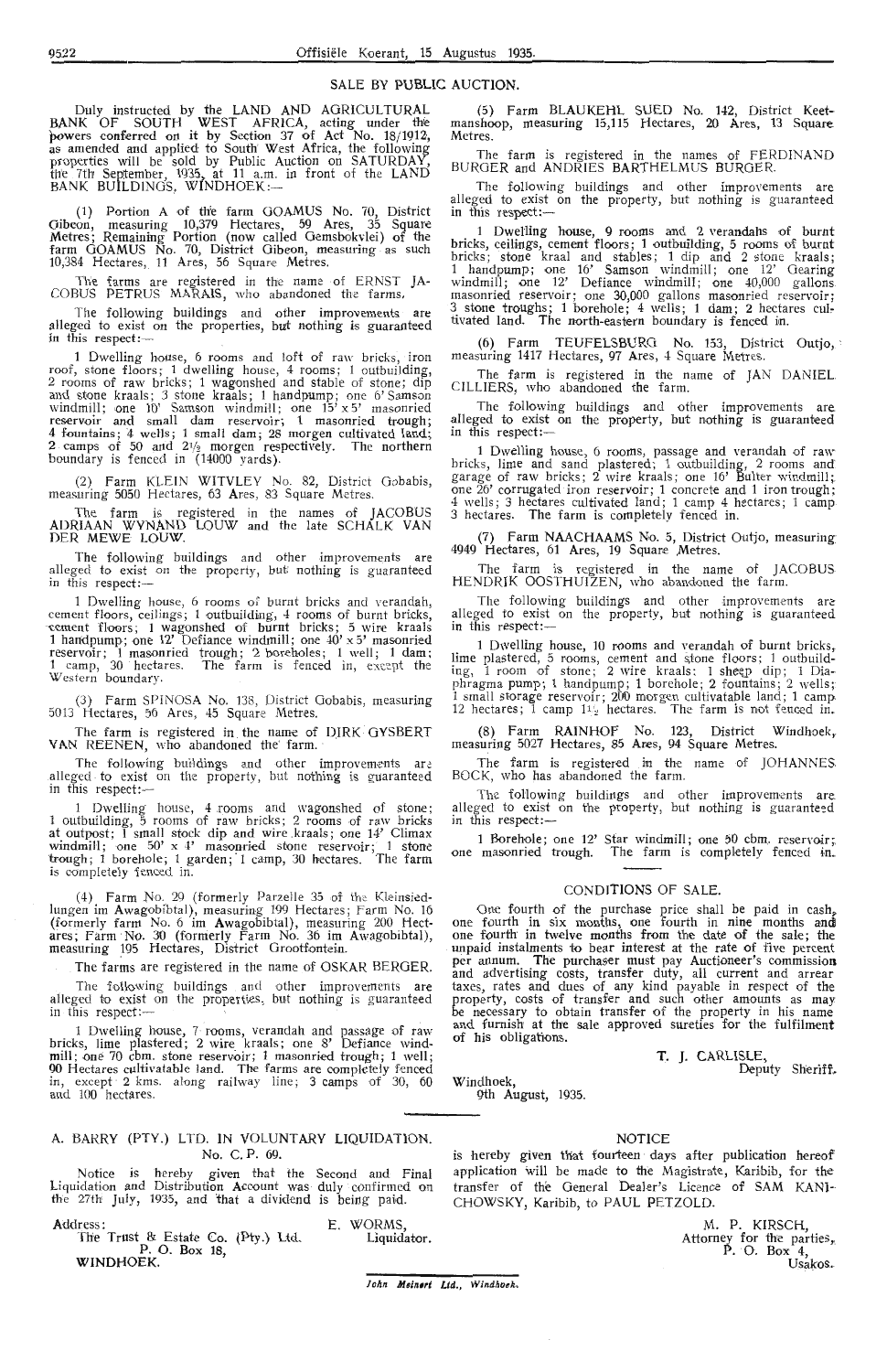## SALE BY PUBLIC AUCTION.

Duly instructed by the LAND AND AGRICULTURAL BANK OF SOUTH WEST AFRICA, acting under the powers conferred on it by Section 37 of Act No. 18/1912, as amended and applied to South West Africa, the following properties will be sold by Public Auction on SATURDAY, the 7th September, 1935, at 11 a.m. in front of the LAND BANK BUILDINGS, WINDHOEK:—

(1) Portion A of the farm GOAMUS No. 70, District Gibeon, measuring 10,379 Hectares, 59 Ares, 35 Square Metres; Remaining Portion (now called Gemsbokvlei) of the farm GOAMUS No. 70, District Gibeon, measuring as such 10,384 Hectares, 11 Ares, 56 Square Metres.

The farms are registered in the name of ERNST JACOBUS PETRUS MARAIS, who abandoned the farms.

The following buildings and other improvements are alleged to exist on the properties, but nothing is guaranteed in this respect:—

1 Dwelling house, 6 rooms and loft of raw bricks, iron roof, stone floors; 1 dwelling house, 4 rooms; 1 outbuilding, 2 rooms of raw bricks; 1 wagonshed and stable of stone; dip and stone kraals; 3 stone kraals; 1 handpump; one 6' Samson windmill; one 10' Samson windmill; one 15' x 5' masonried reservoir and small dam reservoir; 1 masonried trough; 4 fountains; 4 wells; 1 small dam; 28 morgen cultivated land; 2 camps of 50 and 2½ morgen respectively. The northern boundary is fenced in (14000 yards).

(2) Farm KLEIN WITVLEY No. 82, District Gobabis, measuring 5050 Hectares, 63 Ares, 83 Square Metres.

The farm is registered in the names of JACOBUS ADRIAAN WYNAND LOUW and the late SCHALK VAN DER MEWE LOUW.

The following buildings and other improvements are alleged to exist on the property, but nothing is guaranteed in this respect:—

1 Dwelling house, 6 rooms of burnt bricks and verandah, cement floors, ceilings; 1 outbuilding, 4 rooms of burnt bricks, cement floors; 1 wagonshed of burnt bricks; 5 wire kraals 1 handpump; one 12' Defiance windmill; one 40' x 5' masonried reservoir; 1 masonried trough; 2 boreholes; 1 well; 1 dam; 1 camp, 30 hectares. The farm is fenced in, except the Western boundary.

(3) Farm SPINOSA No. 138, District Gobabis, measuring 5013 Hectares, 56 Ares, 45 Square Metres.

The farm is registered in the name of DIRK GYSBERT VAN REENEN, who abandoned the farm.

The following buildings and other improvements are alleged to exist on the property, but nothing is guaranteed in this respect:—

1 Dwelling house, 4 rooms and wagonshed of stone; 1 outbuilding, 5 rooms of raw bricks; 2 rooms of raw bricks at outpost; 1 small stock dip and wire kraals; one 14' Climax windmill; one 50' x 4' masonried stone reservoir; 1 stone trough; 1 borehole; 1 garden; 1 camp, 30 hectares. The farm is completely fenced in.

(4) Farm No. 29 (formerly Parzelle 35 of the Kleinsiedlungen im Awagobibtal), measuring 199 Hectares; Farm No. 16 (formerly farm No. 6 im Awagobibtal), measuring 200 Hectares; Farm No. 30 (formerly Farm No. 36 im Awagobibtal), measuring 195 Hectares, District Grootfontein.

The farms are registered in the name of OSKAR BERGER.

The following buildings and other improvements are alleged to exist on the properties, but nothing is guaranteed in this respect:—

1 Dwelling house, 7 rooms, verandah and passage of raw bricks, lime plastered; 2 wire kraals; one 8' Defiance windmill; one 70 cbm. stone reservoir; 1 masonried trough; 1 well; 90 Hectares cultivatable land. The farms are completely fenced in, except 2 kms. along railway line; 3 camps of 30, 60 and 100 hectares.

(5) Farm BLAUKEHL SUED No. 142, District Keetmanshoop, measuring 15,115 Hectares, 20 Ares, 13 Square Metres.

The farm is registered in the names of FERDINAND BURGER and ANDRIES BARTHELMUS BURGER.

The following buildings and other improvements are alleged to exist on the property, but nothing is guaranteed in this respect:—

1 Dwelling house, 9 rooms and 2 verandahs of burnt bricks, ceilings, cement floors; 1 outbuilding, 5 rooms of burnt bricks; stone kraal and stables; 1 dip and 2 stone kraals; 1 handpump; one 16' Samson windmill; one 12' Gearing windmill; one 12' Defiance windmill; one 40,000 gallons masonried reservoir; one 30,000 gallons masonried reservoir; 3 stone troughs; 1 borehole; 4 wells; 1 dam; 2 hectares cultivated land. The north-eastern boundary is fenced in.

(6) Farm TEUFELSBURG No. 153, District Outjo, measuring 1417 Hectares, 97 Ares, 4 Square Metres.

The farm is registered in the name of JAN DANIEL CILLIERS, who abandoned the farm.

The following buildings and other improvements are alleged to exist on the property, but nothing is guaranteed in this respect:—

1 Dwelling house, 6 rooms, passage and verandah of raw bricks, lime and sand plastered; 1 outbuilding, 2 rooms and garage of raw bricks; 2 wire kraals; one 16' Bulter windmill; one 20' corrugated iron reservoir; 1 concrete and 1 iron trough; 4 wells; 3 hectares cultivated land; 1 camp 4 hectares; 1 camp 3 hectares. The farm is completely fenced in.

(7) Farm NAACHAAMS No. 5, District Outjo, measuring 4949 Hectares, 61 Ares, 19 Square Metres.

The farm is registered in the name of JACOBUS HENDRIK OOSTHUIZEN, who abandoned the farm.

The following buildings and other improvements are alleged to exist on the property, but nothing is guaranteed in this respect:—

1 Dwelling house, 10 rooms and verandah of burnt bricks, lime plastered, 5 rooms, cement and stone floors; 1 outbuilding, 1 room of stone; 2 wire kraals; 1 sheep dip; 1 Diaphragma pump; 1 handpump; 1 borehole; 2 fountains; 2 wells; 1 small storage reservoir; 200 morgen cultivatable land; 1 camp 12 hectares; 1 camp 1½ hectares. The farm is not fenced in.

(8) Farm RAINHOF No. 123, District Windhoek, measuring 5027 Hectares, 85 Ares, 94 Square Metres.

The farm is registered in the name of JOHANNES BOCK, who has abandoned the farm.

The following buildings and other improvements are alleged to exist on the property, but nothing is guaranteed in this respect:—

1 Borehole; one 12' Star windmill; one 50 cbm. reservoir; one masonried trough. The farm is completely fenced in.

### CONDITIONS OF SALE.

One fourth of the purchase price shall be paid in cash, one fourth in six months, one fourth in nine months and one fourth in twelve months from the date of the sale; the unpaid instalments to bear interest at the rate of five percent per annum. The purchaser must pay Auctioneer's commission and advertising costs, transfer duty, all current and arrear taxes, rates and dues of any kind payable in respect of the property, costs of transfer and such other amounts as may be necessary to obtain transfer of the property in his name and furnish at the sale approved sureties for the fulfilment of his obligations.

T. J. CARLISLE,
Deputy Sheriff.

Windhoek,
9th August, 1935.

---

## A. BARRY (PTY.) LTD. IN VOLUNTARY LIQUIDATION.
### No. C. P. 69.

Notice is hereby given that the Second and Final Liquidation and Distribution Account was duly confirmed on the 27th July, 1935, and that a dividend is being paid.

Address:
The Trust & Estate Co. (Pty.) Ltd.
P. O. Box 18,
WINDHOEK.

E. WORMS,
Liquidator.

---

## NOTICE

is hereby given that fourteen days after publication hereof application will be made to the Magistrate, Karibib, for the transfer of the General Dealer's Licence of SAM KANICHOWSKY, Karibib, to PAUL PETZOLD.

M. P. KIRSCH,
Attorney for the parties,
P. O. Box 4,
Usakos.

*John Meinert Ltd., Windhoek.*